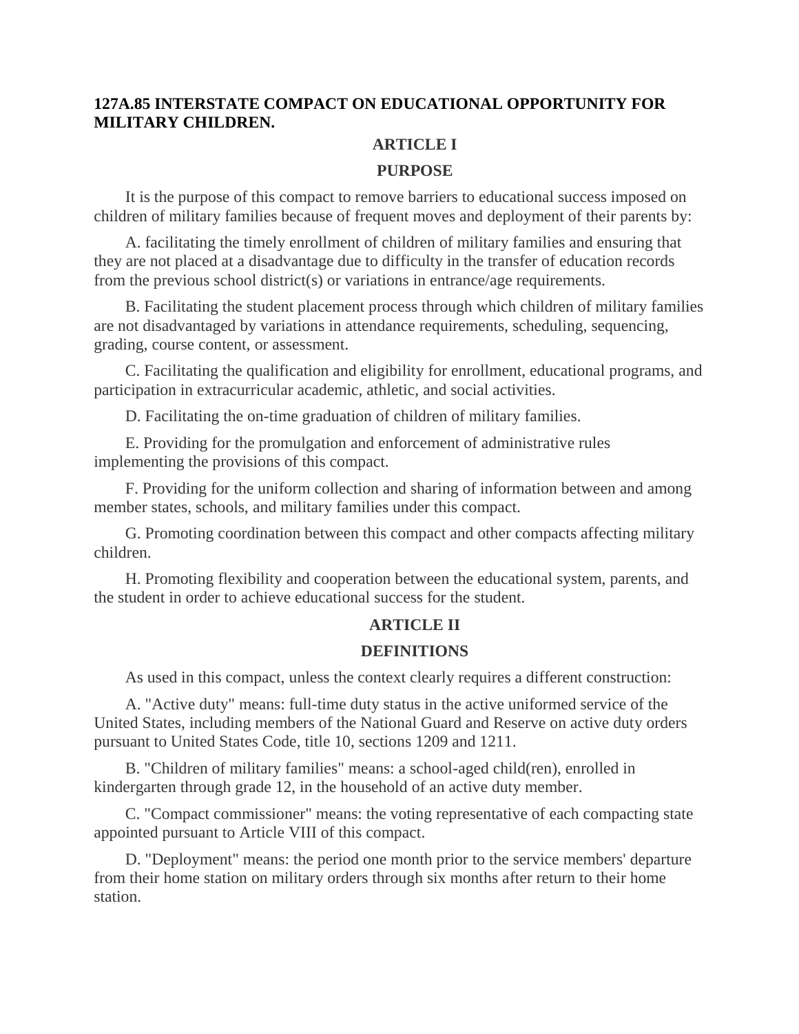## 127A.85 INTERSTATE COMPACT ON EDUCATIONAL OPPORTUNITY FOR MILITARY CHILDREN.

### ARTICLE I

### PURPOSE

It is the purpose of this compact to remove barriers to educational success imposed on children of military families because of frequent moves and deployment of their parents by:

A. facilitating the timely enrollment of children of military families and ensuring that they are not placed at a disadvantage due to difficulty in the transfer of education records from the previous school district(s) or variations in entrance/age requirements.

B. Facilitating the student placement process through which children of military families are not disadvantaged by variations in attendance requirements, scheduling, sequencing, grading, course content, or assessment.

C. Facilitating the qualification and eligibility for enrollment, educational programs, and participation in extracurricular academic, athletic, and social activities.

D. Facilitating the on-time graduation of children of military families.

E. Providing for the promulgation and enforcement of administrative rules implementing the provisions of this compact.

F. Providing for the uniform collection and sharing of information between and among member states, schools, and military families under this compact.

G. Promoting coordination between this compact and other compacts affecting military children.

H. Promoting flexibility and cooperation between the educational system, parents, and the student in order to achieve educational success for the student.

### ARTICLE II

### DEFINITIONS

As used in this compact, unless the context clearly requires a different construction:

A. "Active duty" means: full-time duty status in the active uniformed service of the United States, including members of the National Guard and Reserve on active duty orders pursuant to United States Code, title 10, sections 1209 and 1211.

B. "Children of military families" means: a school-aged child(ren), enrolled in kindergarten through grade 12, in the household of an active duty member.

C. "Compact commissioner" means: the voting representative of each compacting state appointed pursuant to Article VIII of this compact.

D. "Deployment" means: the period one month prior to the service members' departure from their home station on military orders through six months after return to their home station.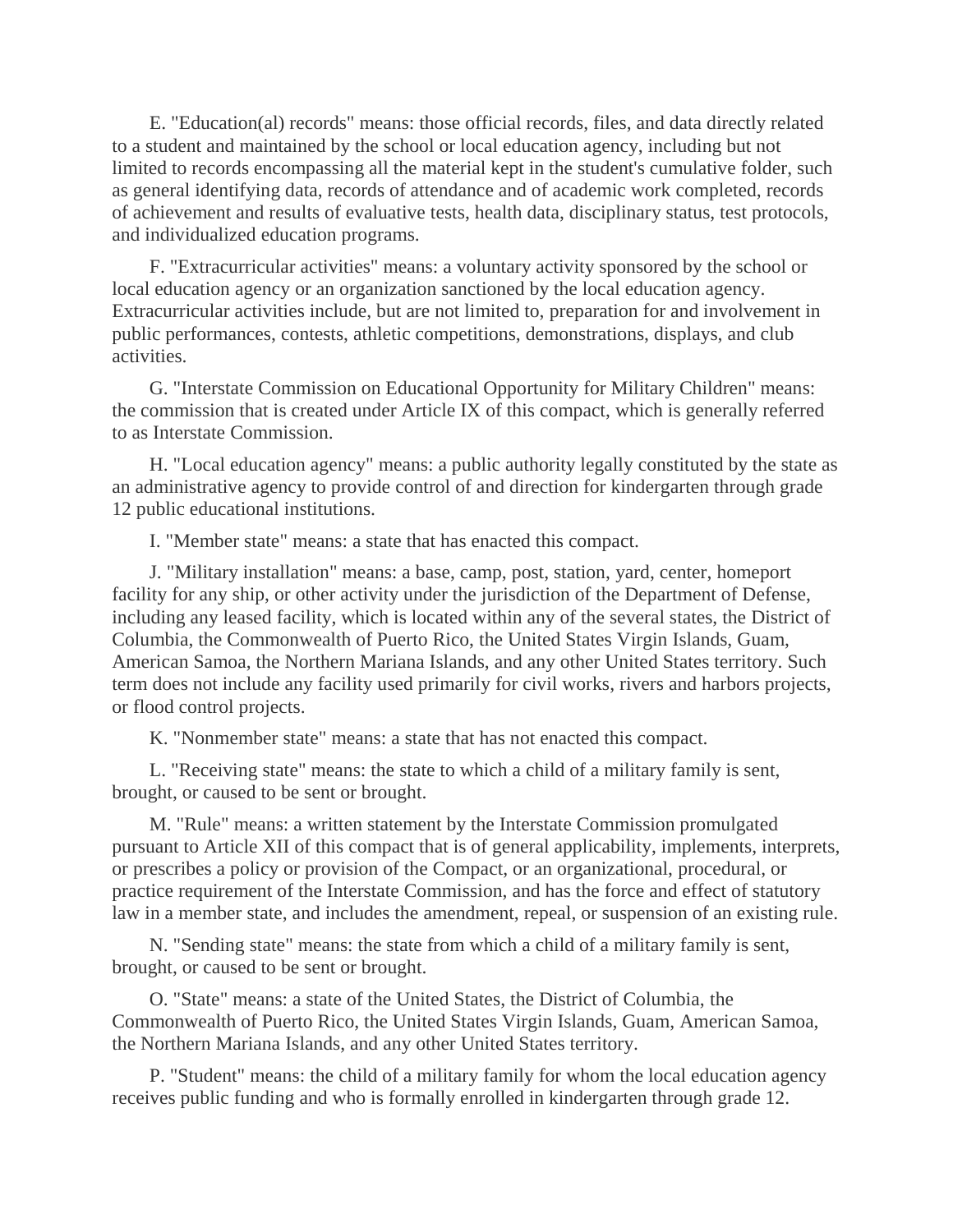E. "Education(al) records" means: those official records, files, and data directly related to a student and maintained by the school or local education agency, including but not limited to records encompassing all the material kept in the student's cumulative folder, such as general identifying data, records of attendance and of academic work completed, records of achievement and results of evaluative tests, health data, disciplinary status, test protocols, and individualized education programs.

F. "Extracurricular activities" means: a voluntary activity sponsored by the school or local education agency or an organization sanctioned by the local education agency. Extracurricular activities include, but are not limited to, preparation for and involvement in public performances, contests, athletic competitions, demonstrations, displays, and club activities.

G. "Interstate Commission on Educational Opportunity for Military Children" means: the commission that is created under Article IX of this compact, which is generally referred to as Interstate Commission.

H. "Local education agency" means: a public authority legally constituted by the state as an administrative agency to provide control of and direction for kindergarten through grade 12 public educational institutions.

I. "Member state" means: a state that has enacted this compact.

J. "Military installation" means: a base, camp, post, station, yard, center, homeport facility for any ship, or other activity under the jurisdiction of the Department of Defense, including any leased facility, which is located within any of the several states, the District of Columbia, the Commonwealth of Puerto Rico, the United States Virgin Islands, Guam, American Samoa, the Northern Mariana Islands, and any other United States territory. Such term does not include any facility used primarily for civil works, rivers and harbors projects, or flood control projects.

K. "Nonmember state" means: a state that has not enacted this compact.

L. "Receiving state" means: the state to which a child of a military family is sent, brought, or caused to be sent or brought.

M. "Rule" means: a written statement by the Interstate Commission promulgated pursuant to Article XII of this compact that is of general applicability, implements, interprets, or prescribes a policy or provision of the Compact, or an organizational, procedural, or practice requirement of the Interstate Commission, and has the force and effect of statutory law in a member state, and includes the amendment, repeal, or suspension of an existing rule.

N. "Sending state" means: the state from which a child of a military family is sent, brought, or caused to be sent or brought.

O. "State" means: a state of the United States, the District of Columbia, the Commonwealth of Puerto Rico, the United States Virgin Islands, Guam, American Samoa, the Northern Mariana Islands, and any other United States territory.

P. "Student" means: the child of a military family for whom the local education agency receives public funding and who is formally enrolled in kindergarten through grade 12.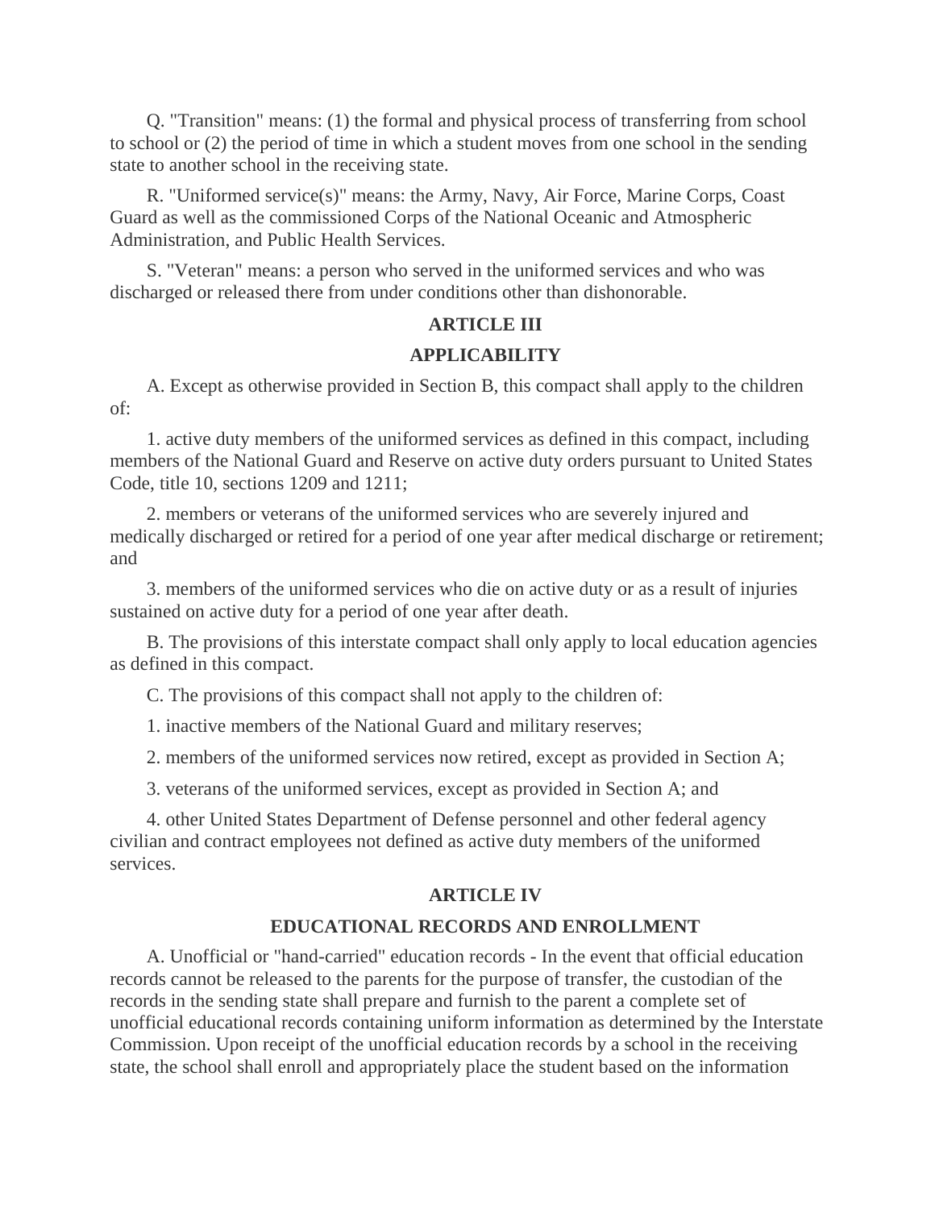Q. "Transition" means: (1) the formal and physical process of transferring from school to school or (2) the period of time in which a student moves from one school in the sending state to another school in the receiving state.

R. "Uniformed service(s)" means: the Army, Navy, Air Force, Marine Corps, Coast Guard as well as the commissioned Corps of the National Oceanic and Atmospheric Administration, and Public Health Services.

S. "Veteran" means: a person who served in the uniformed services and who was discharged or released there from under conditions other than dishonorable.

## ARTICLE III

## APPLICABILITY

A. Except as otherwise provided in Section B, this compact shall apply to the children of:

1. active duty members of the uniformed services as defined in this compact, including members of the National Guard and Reserve on active duty orders pursuant to United States Code, title 10, sections 1209 and 1211;

2. members or veterans of the uniformed services who are severely injured and medically discharged or retired for a period of one year after medical discharge or retirement; and

3. members of the uniformed services who die on active duty or as a result of injuries sustained on active duty for a period of one year after death.

B. The provisions of this interstate compact shall only apply to local education agencies as defined in this compact.

C. The provisions of this compact shall not apply to the children of:

1. inactive members of the National Guard and military reserves;

2. members of the uniformed services now retired, except as provided in Section A;

3. veterans of the uniformed services, except as provided in Section A; and

4. other United States Department of Defense personnel and other federal agency civilian and contract employees not defined as active duty members of the uniformed services.

## ARTICLE IV

## EDUCATIONAL RECORDS AND ENROLLMENT

A. Unofficial or "hand-carried" education records - In the event that official education records cannot be released to the parents for the purpose of transfer, the custodian of the records in the sending state shall prepare and furnish to the parent a complete set of unofficial educational records containing uniform information as determined by the Interstate Commission. Upon receipt of the unofficial education records by a school in the receiving state, the school shall enroll and appropriately place the student based on the information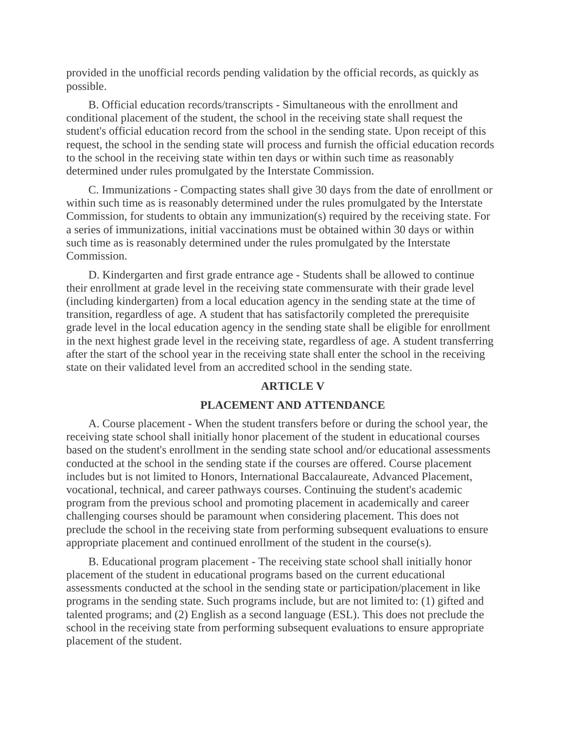provided in the unofficial records pending validation by the official records, as quickly as possible.

B. Official education records/transcripts - Simultaneous with the enrollment and conditional placement of the student, the school in the receiving state shall request the student's official education record from the school in the sending state. Upon receipt of this request, the school in the sending state will process and furnish the official education records to the school in the receiving state within ten days or within such time as reasonably determined under rules promulgated by the Interstate Commission.

C. Immunizations - Compacting states shall give 30 days from the date of enrollment or within such time as is reasonably determined under the rules promulgated by the Interstate Commission, for students to obtain any immunization(s) required by the receiving state. For a series of immunizations, initial vaccinations must be obtained within 30 days or within such time as is reasonably determined under the rules promulgated by the Interstate Commission.

D. Kindergarten and first grade entrance age - Students shall be allowed to continue their enrollment at grade level in the receiving state commensurate with their grade level (including kindergarten) from a local education agency in the sending state at the time of transition, regardless of age. A student that has satisfactorily completed the prerequisite grade level in the local education agency in the sending state shall be eligible for enrollment in the next highest grade level in the receiving state, regardless of age. A student transferring after the start of the school year in the receiving state shall enter the school in the receiving state on their validated level from an accredited school in the sending state.

## ARTICLE V

## PLACEMENT AND ATTENDANCE

A. Course placement - When the student transfers before or during the school year, the receiving state school shall initially honor placement of the student in educational courses based on the student's enrollment in the sending state school and/or educational assessments conducted at the school in the sending state if the courses are offered. Course placement includes but is not limited to Honors, International Baccalaureate, Advanced Placement, vocational, technical, and career pathways courses. Continuing the student's academic program from the previous school and promoting placement in academically and career challenging courses should be paramount when considering placement. This does not preclude the school in the receiving state from performing subsequent evaluations to ensure appropriate placement and continued enrollment of the student in the course(s).

B. Educational program placement - The receiving state school shall initially honor placement of the student in educational programs based on the current educational assessments conducted at the school in the sending state or participation/placement in like programs in the sending state. Such programs include, but are not limited to: (1) gifted and talented programs; and (2) English as a second language (ESL). This does not preclude the school in the receiving state from performing subsequent evaluations to ensure appropriate placement of the student.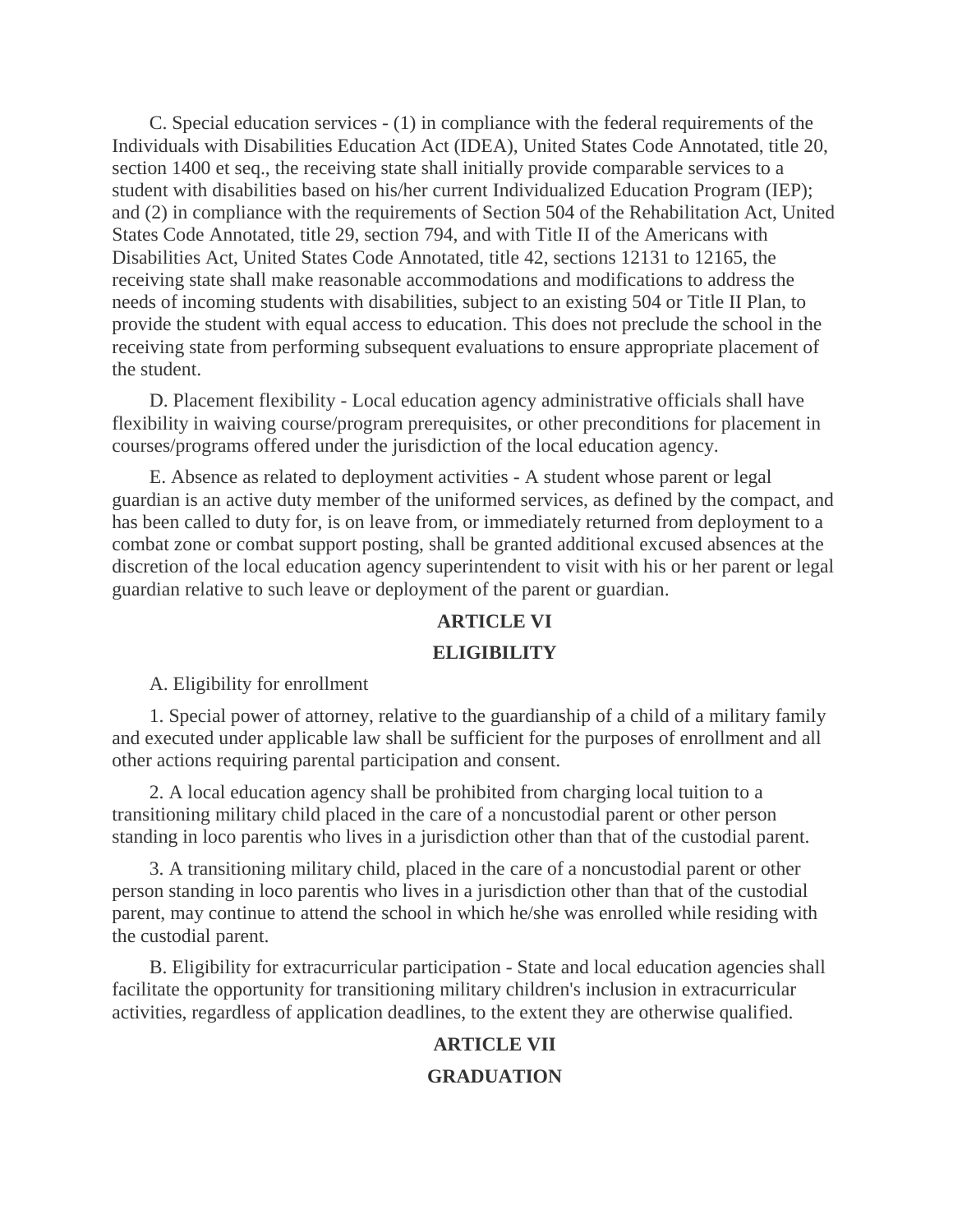C. Special education services - (1) in compliance with the federal requirements of the Individuals with Disabilities Education Act (IDEA), United States Code Annotated, title 20, section 1400 et seq., the receiving state shall initially provide comparable services to a student with disabilities based on his/her current Individualized Education Program (IEP); and (2) in compliance with the requirements of Section 504 of the Rehabilitation Act, United States Code Annotated, title 29, section 794, and with Title II of the Americans with Disabilities Act, United States Code Annotated, title 42, sections 12131 to 12165, the receiving state shall make reasonable accommodations and modifications to address the needs of incoming students with disabilities, subject to an existing 504 or Title II Plan, to provide the student with equal access to education. This does not preclude the school in the receiving state from performing subsequent evaluations to ensure appropriate placement of the student.

D. Placement flexibility - Local education agency administrative officials shall have flexibility in waiving course/program prerequisites, or other preconditions for placement in courses/programs offered under the jurisdiction of the local education agency.

E. Absence as related to deployment activities - A student whose parent or legal guardian is an active duty member of the uniformed services, as defined by the compact, and has been called to duty for, is on leave from, or immediately returned from deployment to a combat zone or combat support posting, shall be granted additional excused absences at the discretion of the local education agency superintendent to visit with his or her parent or legal guardian relative to such leave or deployment of the parent or guardian.

## ARTICLE VI

## ELIGIBILITY

A. Eligibility for enrollment

1. Special power of attorney, relative to the guardianship of a child of a military family and executed under applicable law shall be sufficient for the purposes of enrollment and all other actions requiring parental participation and consent.

2. A local education agency shall be prohibited from charging local tuition to a transitioning military child placed in the care of a noncustodial parent or other person standing in loco parentis who lives in a jurisdiction other than that of the custodial parent.

3. A transitioning military child, placed in the care of a noncustodial parent or other person standing in loco parentis who lives in a jurisdiction other than that of the custodial parent, may continue to attend the school in which he/she was enrolled while residing with the custodial parent.

B. Eligibility for extracurricular participation - State and local education agencies shall facilitate the opportunity for transitioning military children's inclusion in extracurricular activities, regardless of application deadlines, to the extent they are otherwise qualified.

## ARTICLE VII

## GRADUATION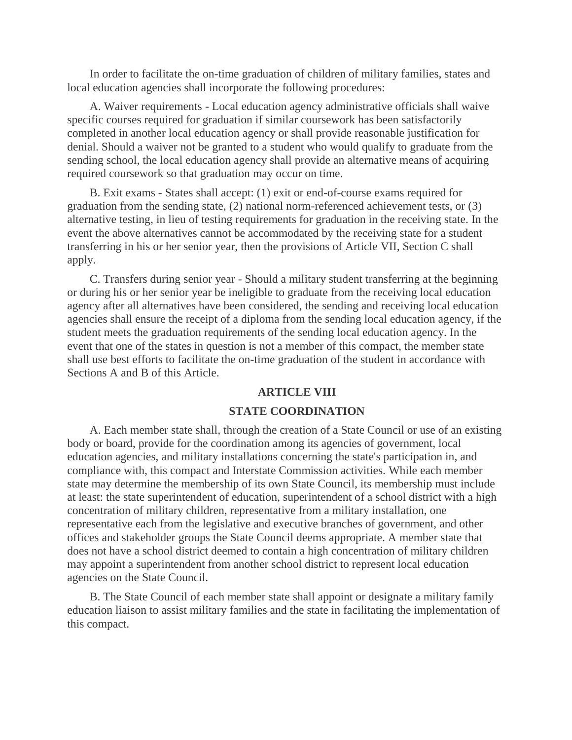In order to facilitate the on-time graduation of children of military families, states and local education agencies shall incorporate the following procedures:

A. Waiver requirements - Local education agency administrative officials shall waive specific courses required for graduation if similar coursework has been satisfactorily completed in another local education agency or shall provide reasonable justification for denial. Should a waiver not be granted to a student who would qualify to graduate from the sending school, the local education agency shall provide an alternative means of acquiring required coursework so that graduation may occur on time.

B. Exit exams - States shall accept: (1) exit or end-of-course exams required for graduation from the sending state, (2) national norm-referenced achievement tests, or (3) alternative testing, in lieu of testing requirements for graduation in the receiving state. In the event the above alternatives cannot be accommodated by the receiving state for a student transferring in his or her senior year, then the provisions of Article VII, Section C shall apply.

C. Transfers during senior year - Should a military student transferring at the beginning or during his or her senior year be ineligible to graduate from the receiving local education agency after all alternatives have been considered, the sending and receiving local education agencies shall ensure the receipt of a diploma from the sending local education agency, if the student meets the graduation requirements of the sending local education agency. In the event that one of the states in question is not a member of this compact, the member state shall use best efforts to facilitate the on-time graduation of the student in accordance with Sections A and B of this Article.

## ARTICLE VIII

## STATE COORDINATION

A. Each member state shall, through the creation of a State Council or use of an existing body or board, provide for the coordination among its agencies of government, local education agencies, and military installations concerning the state's participation in, and compliance with, this compact and Interstate Commission activities. While each member state may determine the membership of its own State Council, its membership must include at least: the state superintendent of education, superintendent of a school district with a high concentration of military children, representative from a military installation, one representative each from the legislative and executive branches of government, and other offices and stakeholder groups the State Council deems appropriate. A member state that does not have a school district deemed to contain a high concentration of military children may appoint a superintendent from another school district to represent local education agencies on the State Council.

B. The State Council of each member state shall appoint or designate a military family education liaison to assist military families and the state in facilitating the implementation of this compact.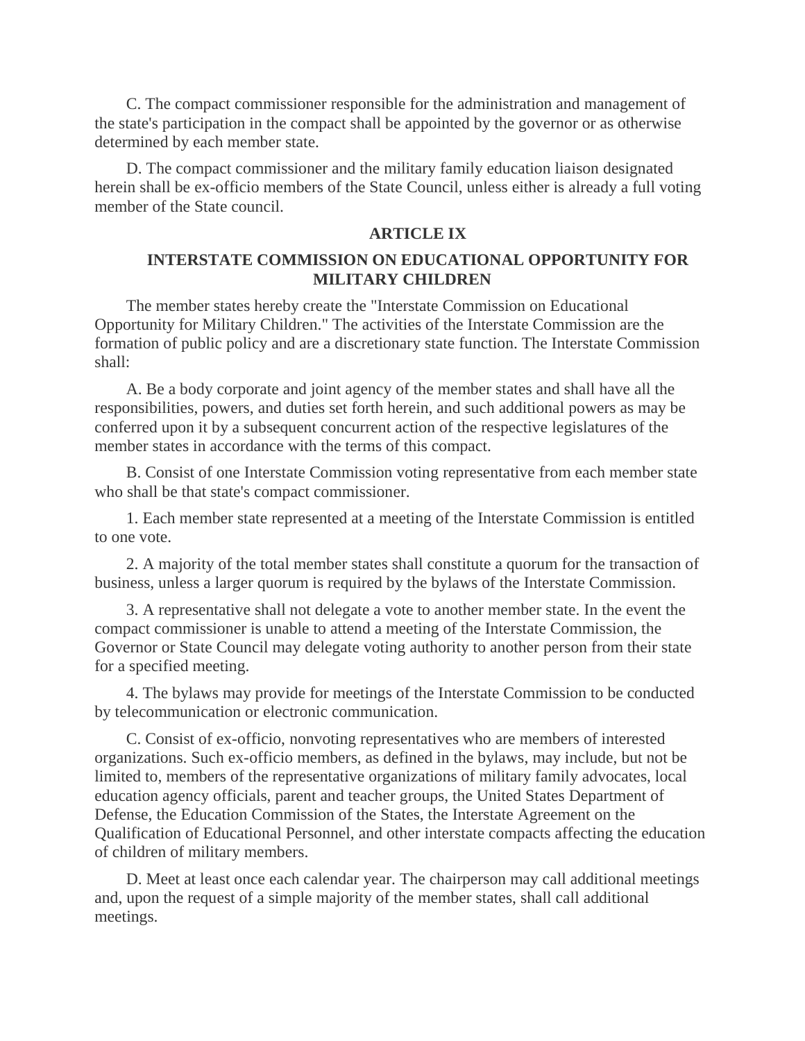C. The compact commissioner responsible for the administration and management of the state's participation in the compact shall be appointed by the governor or as otherwise determined by each member state.

D. The compact commissioner and the military family education liaison designated herein shall be ex-officio members of the State Council, unless either is already a full voting member of the State council.

## ARTICLE IX

## INTERSTATE COMMISSION ON EDUCATIONAL OPPORTUNITY FOR MILITARY CHILDREN

The member states hereby create the "Interstate Commission on Educational Opportunity for Military Children." The activities of the Interstate Commission are the formation of public policy and are a discretionary state function. The Interstate Commission shall:

A. Be a body corporate and joint agency of the member states and shall have all the responsibilities, powers, and duties set forth herein, and such additional powers as may be conferred upon it by a subsequent concurrent action of the respective legislatures of the member states in accordance with the terms of this compact.

B. Consist of one Interstate Commission voting representative from each member state who shall be that state's compact commissioner.

1. Each member state represented at a meeting of the Interstate Commission is entitled to one vote.

2. A majority of the total member states shall constitute a quorum for the transaction of business, unless a larger quorum is required by the bylaws of the Interstate Commission.

3. A representative shall not delegate a vote to another member state. In the event the compact commissioner is unable to attend a meeting of the Interstate Commission, the Governor or State Council may delegate voting authority to another person from their state for a specified meeting.

4. The bylaws may provide for meetings of the Interstate Commission to be conducted by telecommunication or electronic communication.

C. Consist of ex-officio, nonvoting representatives who are members of interested organizations. Such ex-officio members, as defined in the bylaws, may include, but not be limited to, members of the representative organizations of military family advocates, local education agency officials, parent and teacher groups, the United States Department of Defense, the Education Commission of the States, the Interstate Agreement on the Qualification of Educational Personnel, and other interstate compacts affecting the education of children of military members.

D. Meet at least once each calendar year. The chairperson may call additional meetings and, upon the request of a simple majority of the member states, shall call additional meetings.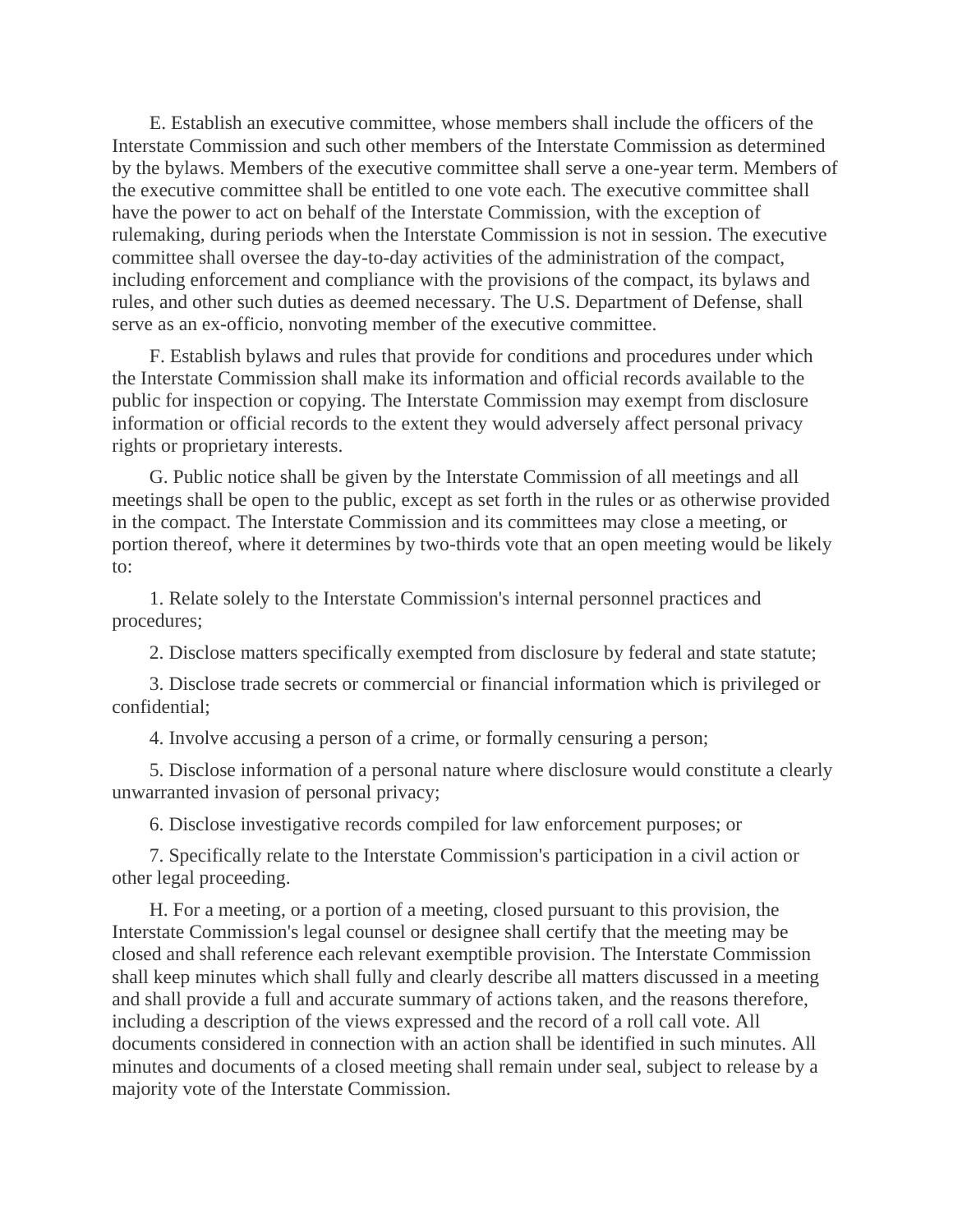E. Establish an executive committee, whose members shall include the officers of the Interstate Commission and such other members of the Interstate Commission as determined by the bylaws. Members of the executive committee shall serve a one-year term. Members of the executive committee shall be entitled to one vote each. The executive committee shall have the power to act on behalf of the Interstate Commission, with the exception of rulemaking, during periods when the Interstate Commission is not in session. The executive committee shall oversee the day-to-day activities of the administration of the compact, including enforcement and compliance with the provisions of the compact, its bylaws and rules, and other such duties as deemed necessary. The U.S. Department of Defense, shall serve as an ex-officio, nonvoting member of the executive committee.

F. Establish bylaws and rules that provide for conditions and procedures under which the Interstate Commission shall make its information and official records available to the public for inspection or copying. The Interstate Commission may exempt from disclosure information or official records to the extent they would adversely affect personal privacy rights or proprietary interests.

G. Public notice shall be given by the Interstate Commission of all meetings and all meetings shall be open to the public, except as set forth in the rules or as otherwise provided in the compact. The Interstate Commission and its committees may close a meeting, or portion thereof, where it determines by two-thirds vote that an open meeting would be likely to:

1. Relate solely to the Interstate Commission's internal personnel practices and procedures;

2. Disclose matters specifically exempted from disclosure by federal and state statute;

3. Disclose trade secrets or commercial or financial information which is privileged or confidential;

4. Involve accusing a person of a crime, or formally censuring a person;

5. Disclose information of a personal nature where disclosure would constitute a clearly unwarranted invasion of personal privacy;

6. Disclose investigative records compiled for law enforcement purposes; or

7. Specifically relate to the Interstate Commission's participation in a civil action or other legal proceeding.

H. For a meeting, or a portion of a meeting, closed pursuant to this provision, the Interstate Commission's legal counsel or designee shall certify that the meeting may be closed and shall reference each relevant exemptible provision. The Interstate Commission shall keep minutes which shall fully and clearly describe all matters discussed in a meeting and shall provide a full and accurate summary of actions taken, and the reasons therefore, including a description of the views expressed and the record of a roll call vote. All documents considered in connection with an action shall be identified in such minutes. All minutes and documents of a closed meeting shall remain under seal, subject to release by a majority vote of the Interstate Commission.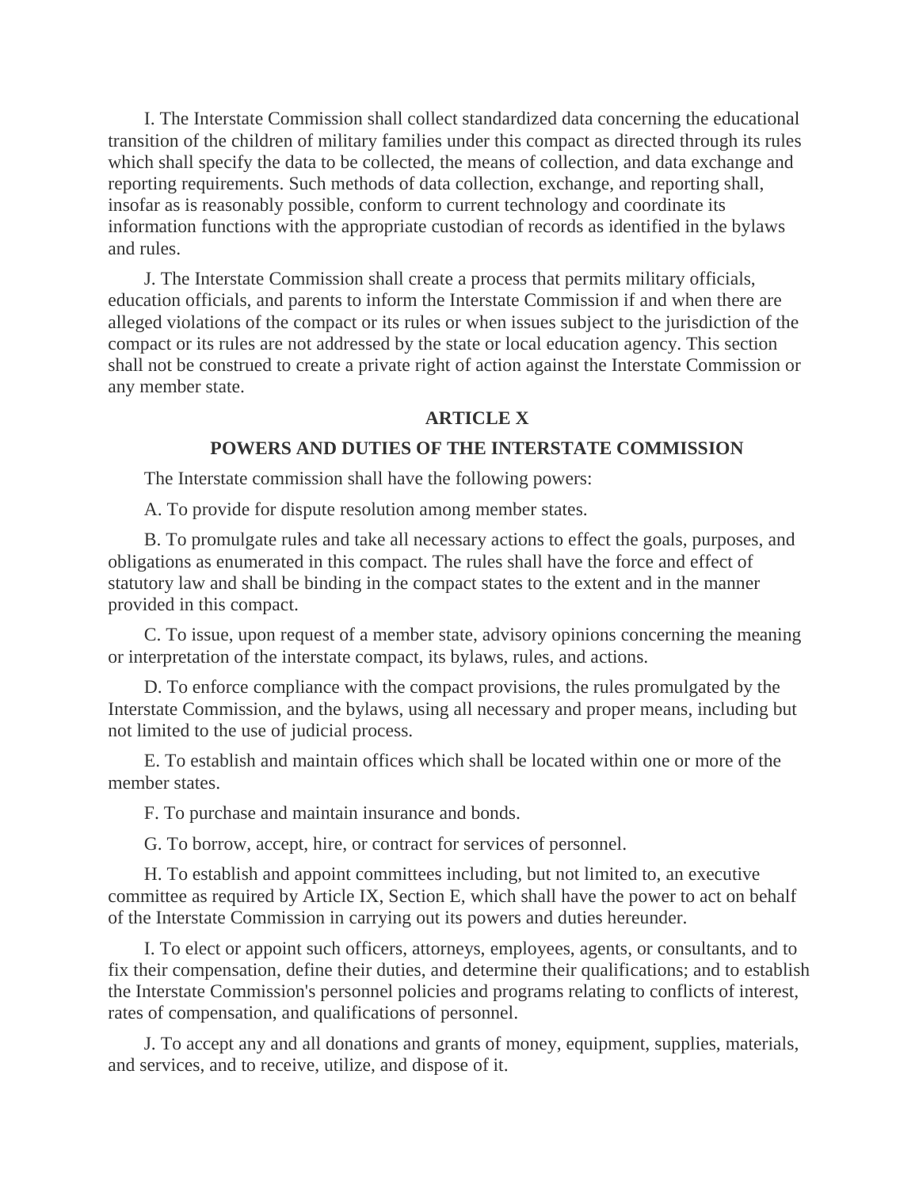I. The Interstate Commission shall collect standardized data concerning the educational transition of the children of military families under this compact as directed through its rules which shall specify the data to be collected, the means of collection, and data exchange and reporting requirements. Such methods of data collection, exchange, and reporting shall, insofar as is reasonably possible, conform to current technology and coordinate its information functions with the appropriate custodian of records as identified in the bylaws and rules.

J. The Interstate Commission shall create a process that permits military officials, education officials, and parents to inform the Interstate Commission if and when there are alleged violations of the compact or its rules or when issues subject to the jurisdiction of the compact or its rules are not addressed by the state or local education agency. This section shall not be construed to create a private right of action against the Interstate Commission or any member state.

## ARTICLE X

## POWERS AND DUTIES OF THE INTERSTATE COMMISSION

The Interstate commission shall have the following powers:

A. To provide for dispute resolution among member states.

B. To promulgate rules and take all necessary actions to effect the goals, purposes, and obligations as enumerated in this compact. The rules shall have the force and effect of statutory law and shall be binding in the compact states to the extent and in the manner provided in this compact.

C. To issue, upon request of a member state, advisory opinions concerning the meaning or interpretation of the interstate compact, its bylaws, rules, and actions.

D. To enforce compliance with the compact provisions, the rules promulgated by the Interstate Commission, and the bylaws, using all necessary and proper means, including but not limited to the use of judicial process.

E. To establish and maintain offices which shall be located within one or more of the member states.

F. To purchase and maintain insurance and bonds.

G. To borrow, accept, hire, or contract for services of personnel.

H. To establish and appoint committees including, but not limited to, an executive committee as required by Article IX, Section E, which shall have the power to act on behalf of the Interstate Commission in carrying out its powers and duties hereunder.

I. To elect or appoint such officers, attorneys, employees, agents, or consultants, and to fix their compensation, define their duties, and determine their qualifications; and to establish the Interstate Commission's personnel policies and programs relating to conflicts of interest, rates of compensation, and qualifications of personnel.

J. To accept any and all donations and grants of money, equipment, supplies, materials, and services, and to receive, utilize, and dispose of it.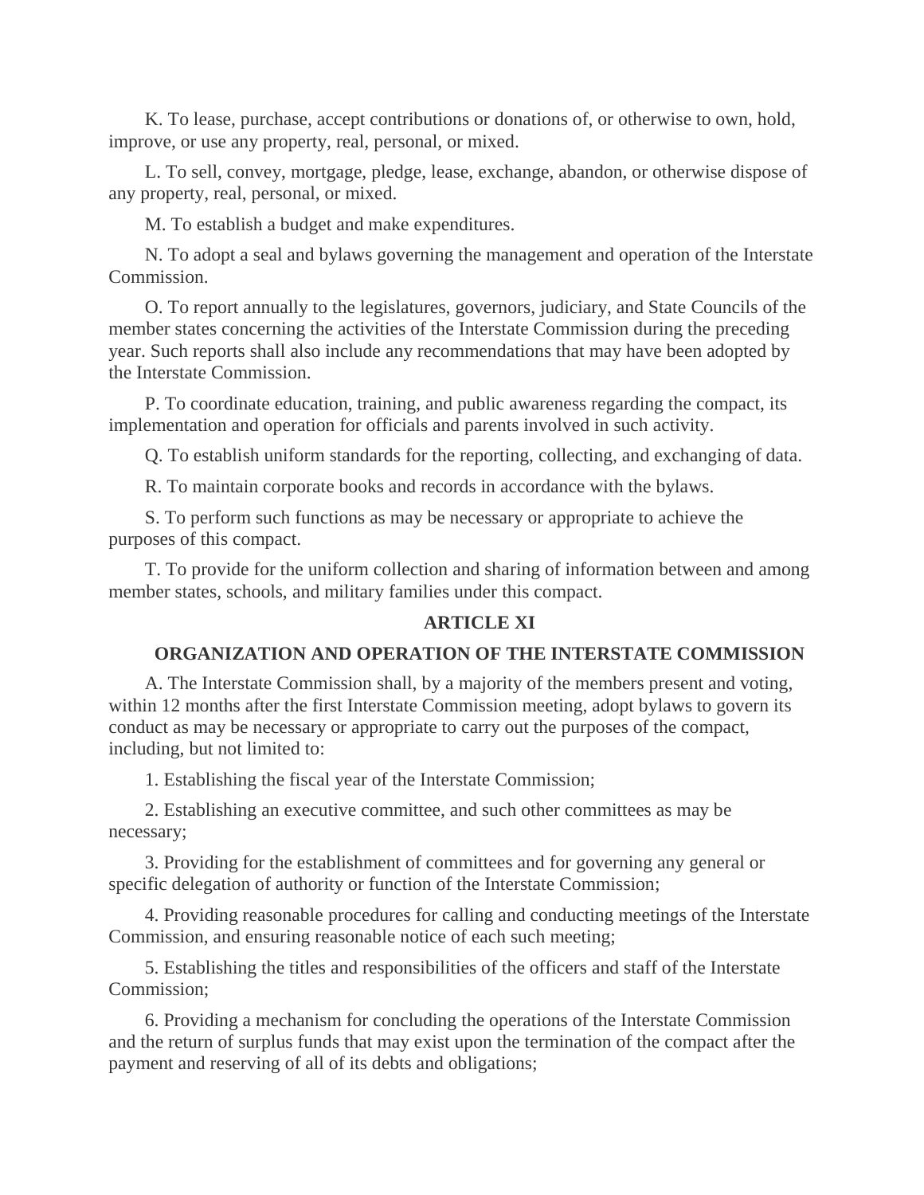K. To lease, purchase, accept contributions or donations of, or otherwise to own, hold, improve, or use any property, real, personal, or mixed.

L. To sell, convey, mortgage, pledge, lease, exchange, abandon, or otherwise dispose of any property, real, personal, or mixed.

M. To establish a budget and make expenditures.

N. To adopt a seal and bylaws governing the management and operation of the Interstate Commission.

O. To report annually to the legislatures, governors, judiciary, and State Councils of the member states concerning the activities of the Interstate Commission during the preceding year. Such reports shall also include any recommendations that may have been adopted by the Interstate Commission.

P. To coordinate education, training, and public awareness regarding the compact, its implementation and operation for officials and parents involved in such activity.

Q. To establish uniform standards for the reporting, collecting, and exchanging of data.

R. To maintain corporate books and records in accordance with the bylaws.

S. To perform such functions as may be necessary or appropriate to achieve the purposes of this compact.

T. To provide for the uniform collection and sharing of information between and among member states, schools, and military families under this compact.

## ARTICLE XI

## ORGANIZATION AND OPERATION OF THE INTERSTATE COMMISSION

A. The Interstate Commission shall, by a majority of the members present and voting, within 12 months after the first Interstate Commission meeting, adopt bylaws to govern its conduct as may be necessary or appropriate to carry out the purposes of the compact, including, but not limited to:

1. Establishing the fiscal year of the Interstate Commission;

2. Establishing an executive committee, and such other committees as may be necessary;

3. Providing for the establishment of committees and for governing any general or specific delegation of authority or function of the Interstate Commission;

4. Providing reasonable procedures for calling and conducting meetings of the Interstate Commission, and ensuring reasonable notice of each such meeting;

5. Establishing the titles and responsibilities of the officers and staff of the Interstate Commission;

6. Providing a mechanism for concluding the operations of the Interstate Commission and the return of surplus funds that may exist upon the termination of the compact after the payment and reserving of all of its debts and obligations;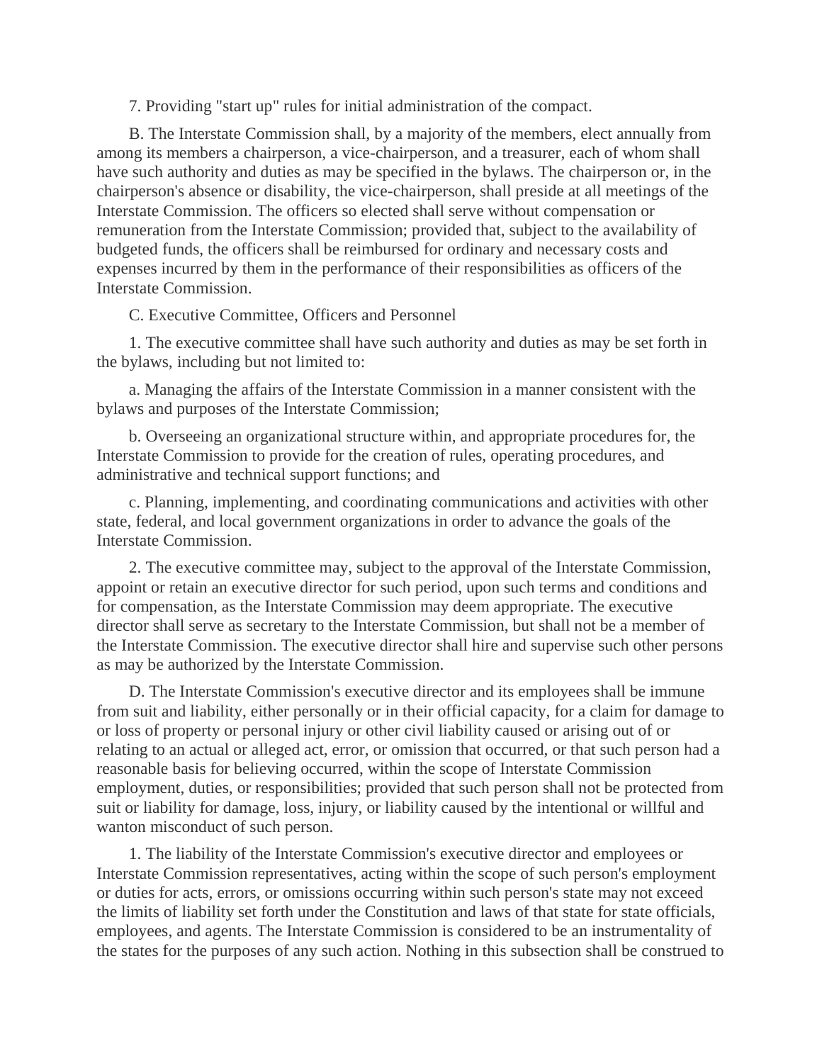7. Providing "start up" rules for initial administration of the compact.

B. The Interstate Commission shall, by a majority of the members, elect annually from among its members a chairperson, a vice-chairperson, and a treasurer, each of whom shall have such authority and duties as may be specified in the bylaws. The chairperson or, in the chairperson's absence or disability, the vice-chairperson, shall preside at all meetings of the Interstate Commission. The officers so elected shall serve without compensation or remuneration from the Interstate Commission; provided that, subject to the availability of budgeted funds, the officers shall be reimbursed for ordinary and necessary costs and expenses incurred by them in the performance of their responsibilities as officers of the Interstate Commission.

C. Executive Committee, Officers and Personnel

1. The executive committee shall have such authority and duties as may be set forth in the bylaws, including but not limited to:

a. Managing the affairs of the Interstate Commission in a manner consistent with the bylaws and purposes of the Interstate Commission;

b. Overseeing an organizational structure within, and appropriate procedures for, the Interstate Commission to provide for the creation of rules, operating procedures, and administrative and technical support functions; and

c. Planning, implementing, and coordinating communications and activities with other state, federal, and local government organizations in order to advance the goals of the Interstate Commission.

2. The executive committee may, subject to the approval of the Interstate Commission, appoint or retain an executive director for such period, upon such terms and conditions and for compensation, as the Interstate Commission may deem appropriate. The executive director shall serve as secretary to the Interstate Commission, but shall not be a member of the Interstate Commission. The executive director shall hire and supervise such other persons as may be authorized by the Interstate Commission.

D. The Interstate Commission's executive director and its employees shall be immune from suit and liability, either personally or in their official capacity, for a claim for damage to or loss of property or personal injury or other civil liability caused or arising out of or relating to an actual or alleged act, error, or omission that occurred, or that such person had a reasonable basis for believing occurred, within the scope of Interstate Commission employment, duties, or responsibilities; provided that such person shall not be protected from suit or liability for damage, loss, injury, or liability caused by the intentional or willful and wanton misconduct of such person.

1. The liability of the Interstate Commission's executive director and employees or Interstate Commission representatives, acting within the scope of such person's employment or duties for acts, errors, or omissions occurring within such person's state may not exceed the limits of liability set forth under the Constitution and laws of that state for state officials, employees, and agents. The Interstate Commission is considered to be an instrumentality of the states for the purposes of any such action. Nothing in this subsection shall be construed to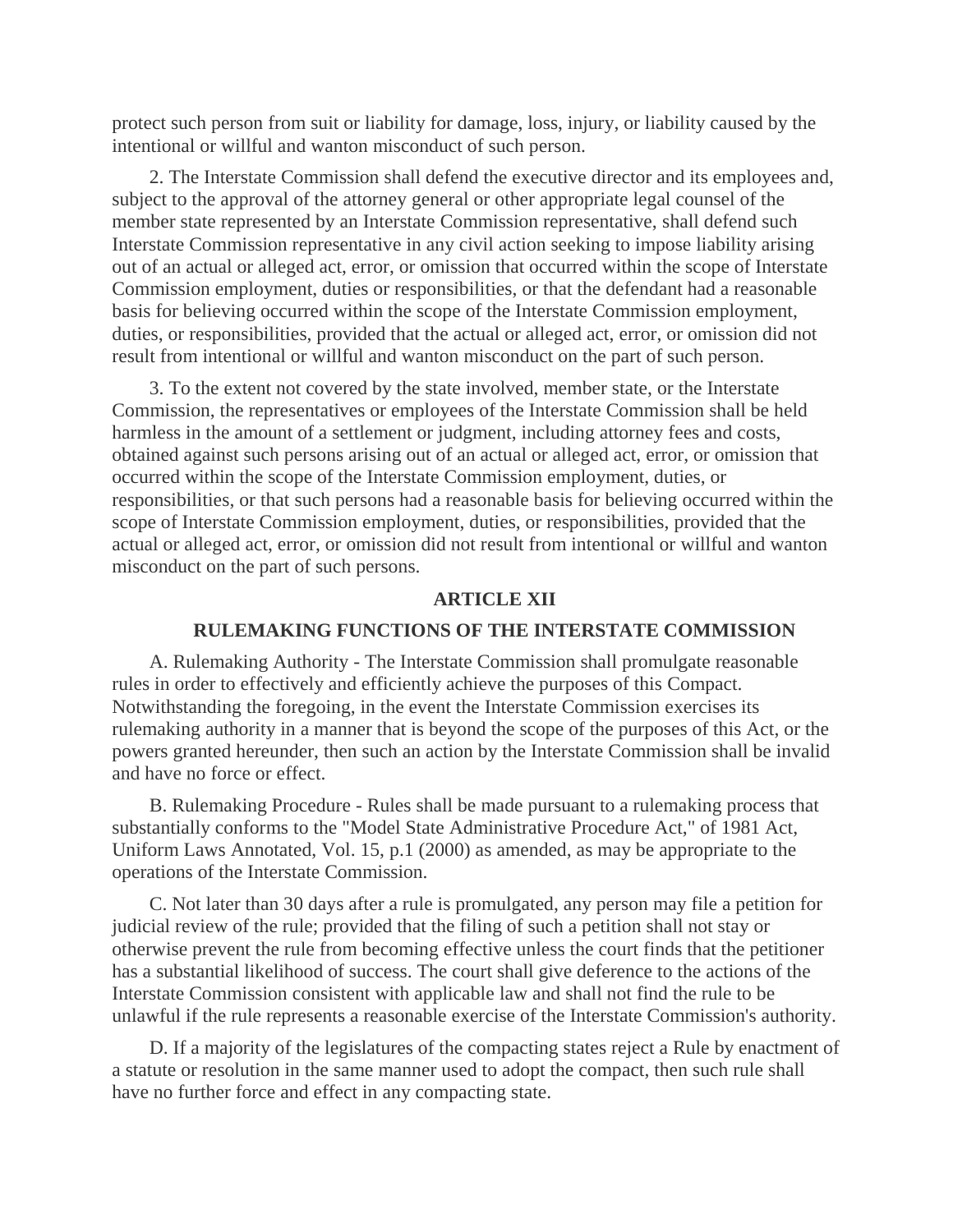protect such person from suit or liability for damage, loss, injury, or liability caused by the intentional or willful and wanton misconduct of such person.

2. The Interstate Commission shall defend the executive director and its employees and, subject to the approval of the attorney general or other appropriate legal counsel of the member state represented by an Interstate Commission representative, shall defend such Interstate Commission representative in any civil action seeking to impose liability arising out of an actual or alleged act, error, or omission that occurred within the scope of Interstate Commission employment, duties or responsibilities, or that the defendant had a reasonable basis for believing occurred within the scope of the Interstate Commission employment, duties, or responsibilities, provided that the actual or alleged act, error, or omission did not result from intentional or willful and wanton misconduct on the part of such person.

3. To the extent not covered by the state involved, member state, or the Interstate Commission, the representatives or employees of the Interstate Commission shall be held harmless in the amount of a settlement or judgment, including attorney fees and costs, obtained against such persons arising out of an actual or alleged act, error, or omission that occurred within the scope of the Interstate Commission employment, duties, or responsibilities, or that such persons had a reasonable basis for believing occurred within the scope of Interstate Commission employment, duties, or responsibilities, provided that the actual or alleged act, error, or omission did not result from intentional or willful and wanton misconduct on the part of such persons.

## ARTICLE XII

## RULEMAKING FUNCTIONS OF THE INTERSTATE COMMISSION

A. Rulemaking Authority - The Interstate Commission shall promulgate reasonable rules in order to effectively and efficiently achieve the purposes of this Compact. Notwithstanding the foregoing, in the event the Interstate Commission exercises its rulemaking authority in a manner that is beyond the scope of the purposes of this Act, or the powers granted hereunder, then such an action by the Interstate Commission shall be invalid and have no force or effect.

B. Rulemaking Procedure - Rules shall be made pursuant to a rulemaking process that substantially conforms to the "Model State Administrative Procedure Act," of 1981 Act, Uniform Laws Annotated, Vol. 15, p.1 (2000) as amended, as may be appropriate to the operations of the Interstate Commission.

C. Not later than 30 days after a rule is promulgated, any person may file a petition for judicial review of the rule; provided that the filing of such a petition shall not stay or otherwise prevent the rule from becoming effective unless the court finds that the petitioner has a substantial likelihood of success. The court shall give deference to the actions of the Interstate Commission consistent with applicable law and shall not find the rule to be unlawful if the rule represents a reasonable exercise of the Interstate Commission's authority.

D. If a majority of the legislatures of the compacting states reject a Rule by enactment of a statute or resolution in the same manner used to adopt the compact, then such rule shall have no further force and effect in any compacting state.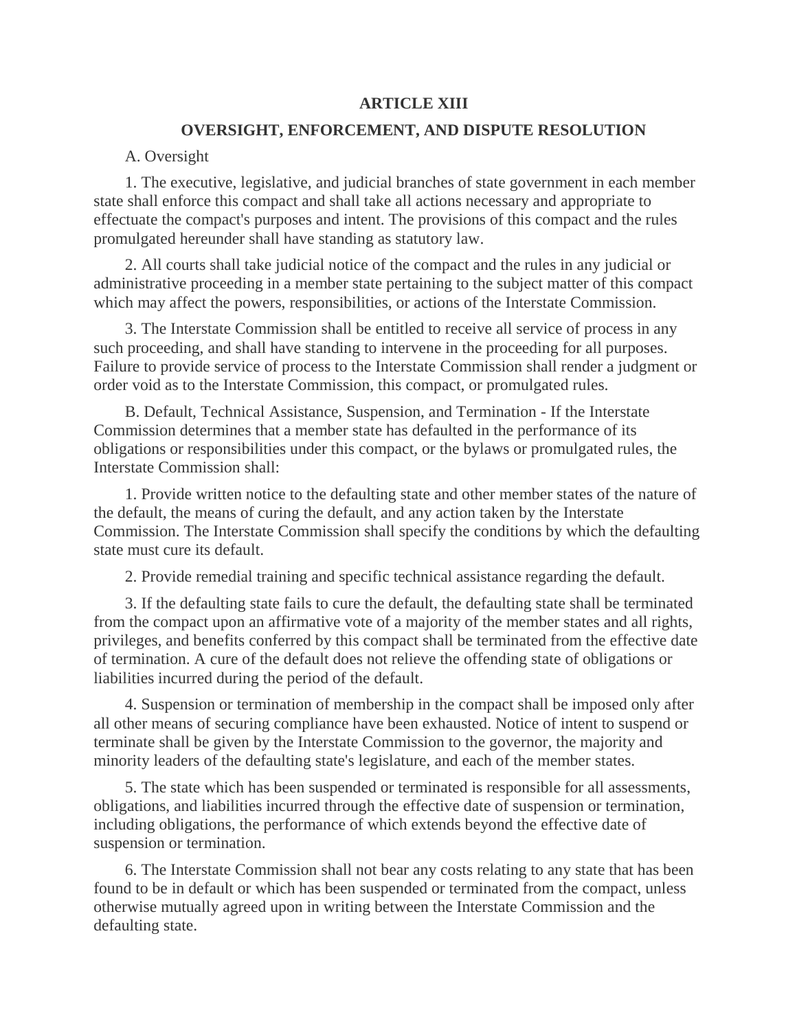## ARTICLE XIII

## OVERSIGHT, ENFORCEMENT, AND DISPUTE RESOLUTION

A. Oversight

1. The executive, legislative, and judicial branches of state government in each member state shall enforce this compact and shall take all actions necessary and appropriate to effectuate the compact's purposes and intent. The provisions of this compact and the rules promulgated hereunder shall have standing as statutory law.

2. All courts shall take judicial notice of the compact and the rules in any judicial or administrative proceeding in a member state pertaining to the subject matter of this compact which may affect the powers, responsibilities, or actions of the Interstate Commission.

3. The Interstate Commission shall be entitled to receive all service of process in any such proceeding, and shall have standing to intervene in the proceeding for all purposes. Failure to provide service of process to the Interstate Commission shall render a judgment or order void as to the Interstate Commission, this compact, or promulgated rules.

B. Default, Technical Assistance, Suspension, and Termination - If the Interstate Commission determines that a member state has defaulted in the performance of its obligations or responsibilities under this compact, or the bylaws or promulgated rules, the Interstate Commission shall:

1. Provide written notice to the defaulting state and other member states of the nature of the default, the means of curing the default, and any action taken by the Interstate Commission. The Interstate Commission shall specify the conditions by which the defaulting state must cure its default.

2. Provide remedial training and specific technical assistance regarding the default.

3. If the defaulting state fails to cure the default, the defaulting state shall be terminated from the compact upon an affirmative vote of a majority of the member states and all rights, privileges, and benefits conferred by this compact shall be terminated from the effective date of termination. A cure of the default does not relieve the offending state of obligations or liabilities incurred during the period of the default.

4. Suspension or termination of membership in the compact shall be imposed only after all other means of securing compliance have been exhausted. Notice of intent to suspend or terminate shall be given by the Interstate Commission to the governor, the majority and minority leaders of the defaulting state's legislature, and each of the member states.

5. The state which has been suspended or terminated is responsible for all assessments, obligations, and liabilities incurred through the effective date of suspension or termination, including obligations, the performance of which extends beyond the effective date of suspension or termination.

6. The Interstate Commission shall not bear any costs relating to any state that has been found to be in default or which has been suspended or terminated from the compact, unless otherwise mutually agreed upon in writing between the Interstate Commission and the defaulting state.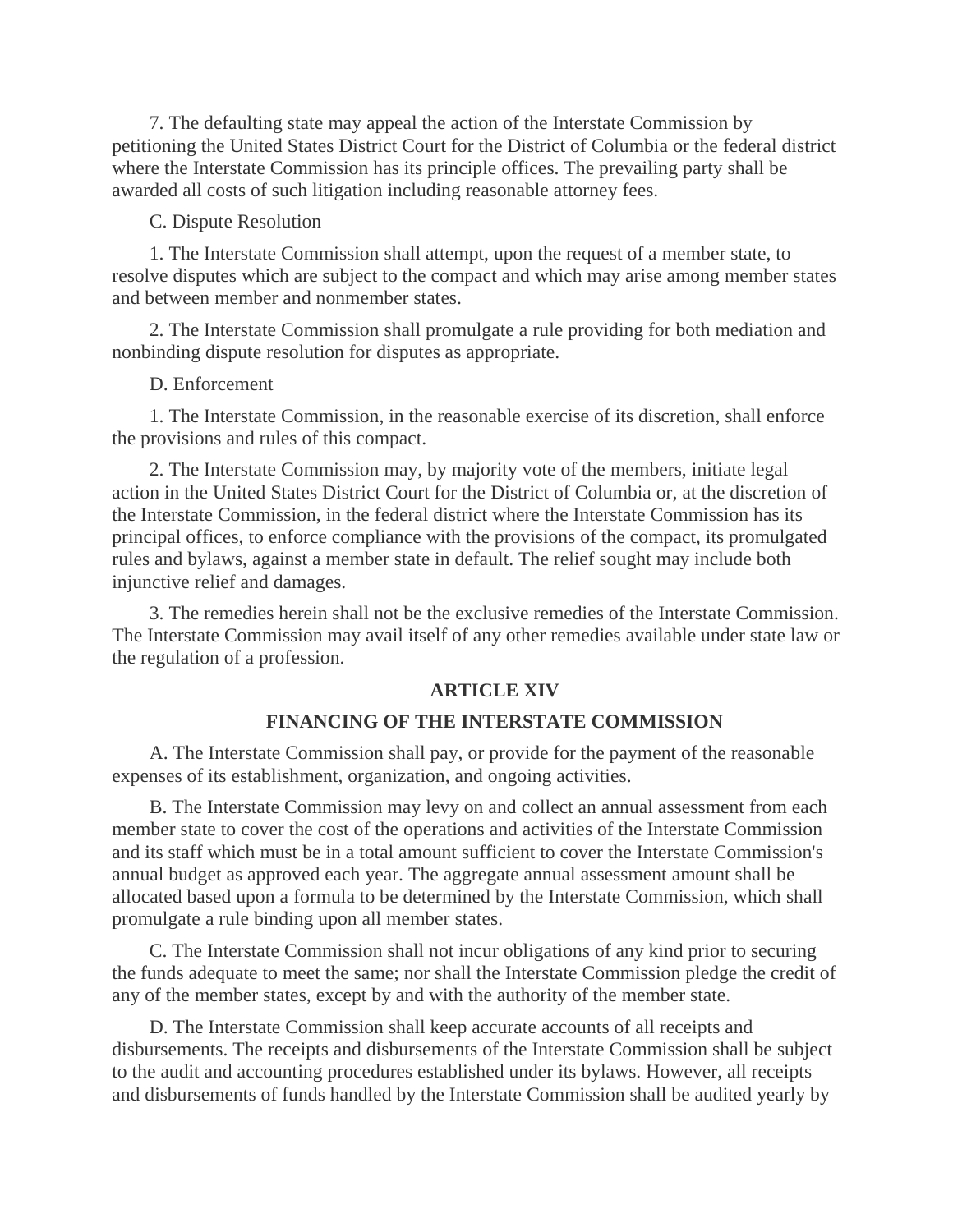7. The defaulting state may appeal the action of the Interstate Commission by petitioning the United States District Court for the District of Columbia or the federal district where the Interstate Commission has its principle offices. The prevailing party shall be awarded all costs of such litigation including reasonable attorney fees.

C. Dispute Resolution

1. The Interstate Commission shall attempt, upon the request of a member state, to resolve disputes which are subject to the compact and which may arise among member states and between member and nonmember states.

2. The Interstate Commission shall promulgate a rule providing for both mediation and nonbinding dispute resolution for disputes as appropriate.

D. Enforcement

1. The Interstate Commission, in the reasonable exercise of its discretion, shall enforce the provisions and rules of this compact.

2. The Interstate Commission may, by majority vote of the members, initiate legal action in the United States District Court for the District of Columbia or, at the discretion of the Interstate Commission, in the federal district where the Interstate Commission has its principal offices, to enforce compliance with the provisions of the compact, its promulgated rules and bylaws, against a member state in default. The relief sought may include both injunctive relief and damages.

3. The remedies herein shall not be the exclusive remedies of the Interstate Commission. The Interstate Commission may avail itself of any other remedies available under state law or the regulation of a profession.

## ARTICLE XIV

## FINANCING OF THE INTERSTATE COMMISSION

A. The Interstate Commission shall pay, or provide for the payment of the reasonable expenses of its establishment, organization, and ongoing activities.

B. The Interstate Commission may levy on and collect an annual assessment from each member state to cover the cost of the operations and activities of the Interstate Commission and its staff which must be in a total amount sufficient to cover the Interstate Commission's annual budget as approved each year. The aggregate annual assessment amount shall be allocated based upon a formula to be determined by the Interstate Commission, which shall promulgate a rule binding upon all member states.

C. The Interstate Commission shall not incur obligations of any kind prior to securing the funds adequate to meet the same; nor shall the Interstate Commission pledge the credit of any of the member states, except by and with the authority of the member state.

D. The Interstate Commission shall keep accurate accounts of all receipts and disbursements. The receipts and disbursements of the Interstate Commission shall be subject to the audit and accounting procedures established under its bylaws. However, all receipts and disbursements of funds handled by the Interstate Commission shall be audited yearly by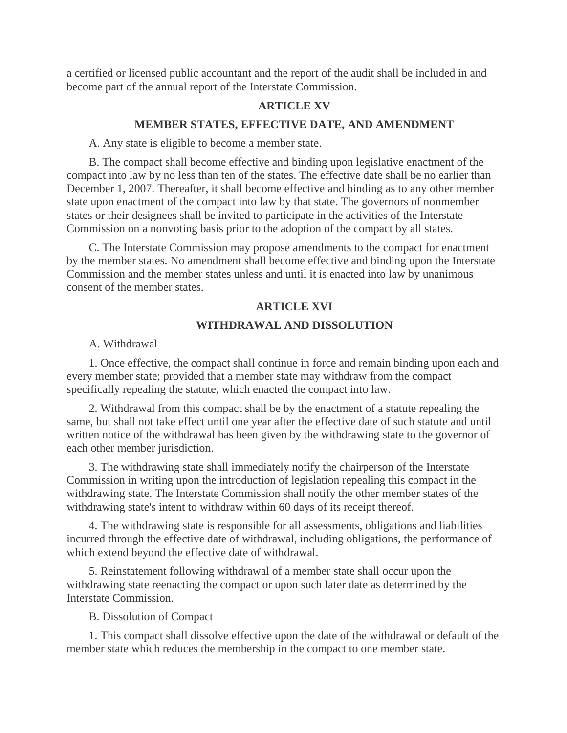a certified or licensed public accountant and the report of the audit shall be included in and become part of the annual report of the Interstate Commission.

## ARTICLE XV

## MEMBER STATES, EFFECTIVE DATE, AND AMENDMENT

A. Any state is eligible to become a member state.

B. The compact shall become effective and binding upon legislative enactment of the compact into law by no less than ten of the states. The effective date shall be no earlier than December 1, 2007. Thereafter, it shall become effective and binding as to any other member state upon enactment of the compact into law by that state. The governors of nonmember states or their designees shall be invited to participate in the activities of the Interstate Commission on a nonvoting basis prior to the adoption of the compact by all states.

C. The Interstate Commission may propose amendments to the compact for enactment by the member states. No amendment shall become effective and binding upon the Interstate Commission and the member states unless and until it is enacted into law by unanimous consent of the member states.

## ARTICLE XVI

## WITHDRAWAL AND DISSOLUTION

A. Withdrawal

1. Once effective, the compact shall continue in force and remain binding upon each and every member state; provided that a member state may withdraw from the compact specifically repealing the statute, which enacted the compact into law.

2. Withdrawal from this compact shall be by the enactment of a statute repealing the same, but shall not take effect until one year after the effective date of such statute and until written notice of the withdrawal has been given by the withdrawing state to the governor of each other member jurisdiction.

3. The withdrawing state shall immediately notify the chairperson of the Interstate Commission in writing upon the introduction of legislation repealing this compact in the withdrawing state. The Interstate Commission shall notify the other member states of the withdrawing state's intent to withdraw within 60 days of its receipt thereof.

4. The withdrawing state is responsible for all assessments, obligations and liabilities incurred through the effective date of withdrawal, including obligations, the performance of which extend beyond the effective date of withdrawal.

5. Reinstatement following withdrawal of a member state shall occur upon the withdrawing state reenacting the compact or upon such later date as determined by the Interstate Commission.

B. Dissolution of Compact

1. This compact shall dissolve effective upon the date of the withdrawal or default of the member state which reduces the membership in the compact to one member state.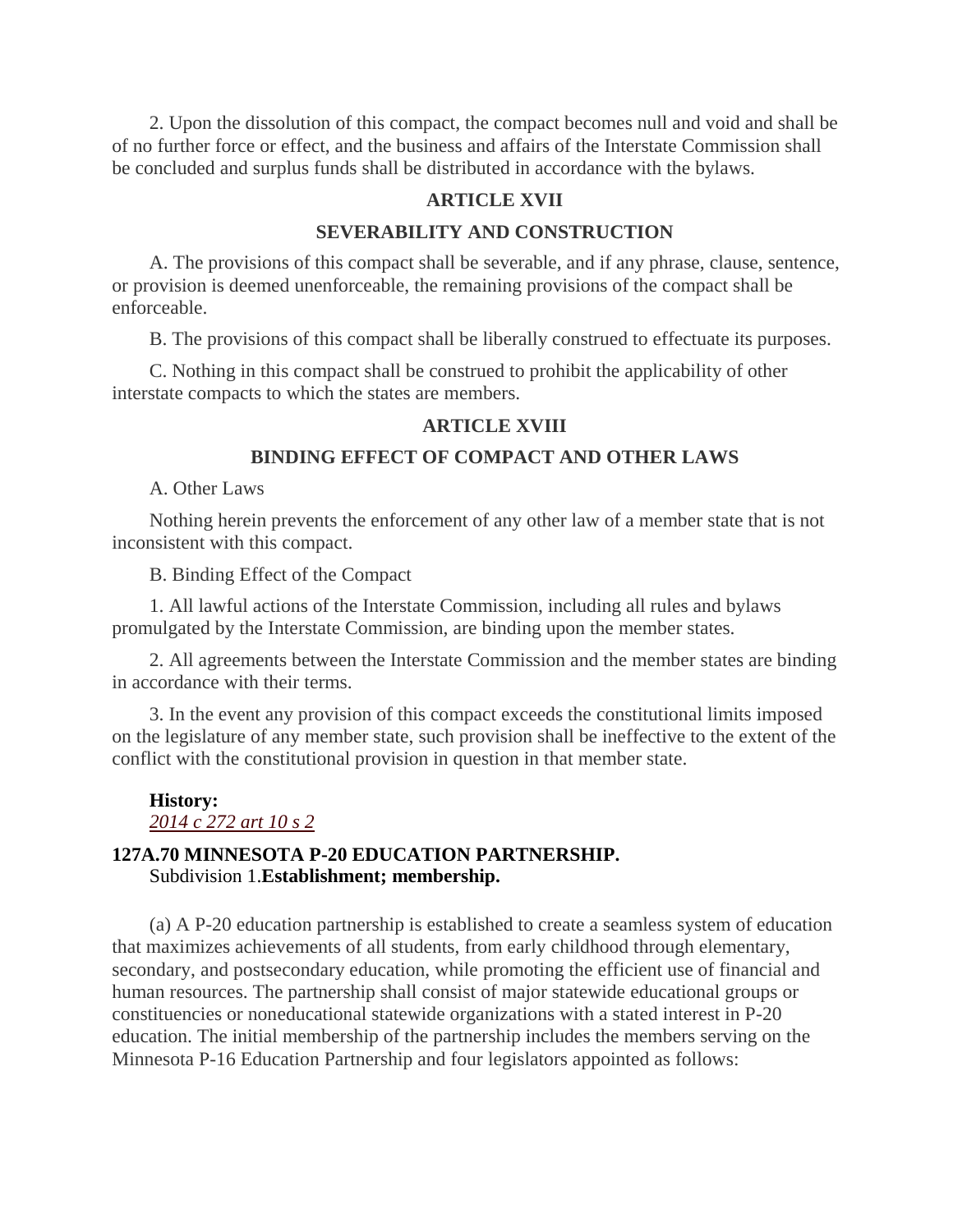2. Upon the dissolution of this compact, the compact becomes null and void and shall be of no further force or effect, and the business and affairs of the Interstate Commission shall be concluded and surplus funds shall be distributed in accordance with the bylaws.

**ARTICLE XVII**

**SEVERABILITY AND CONSTRUCTION**

A. The provisions of this compact shall be severable, and if any phrase, clause, sentence, or provision is deemed unenforceable, the remaining provisions of the compact shall be enforceable.

B. The provisions of this compact shall be liberally construed to effectuate its purposes.

C. Nothing in this compact shall be construed to prohibit the applicability of other interstate compacts to which the states are members.

**ARTICLE XVIII**

**BINDING EFFECT OF COMPACT AND OTHER LAWS**

A. Other Laws

Nothing herein prevents the enforcement of any other law of a member state that is not inconsistent with this compact.

B. Binding Effect of the Compact

1. All lawful actions of the Interstate Commission, including all rules and bylaws promulgated by the Interstate Commission, are binding upon the member states.

2. All agreements between the Interstate Commission and the member states are binding in accordance with their terms.

3. In the event any provision of this compact exceeds the constitutional limits imposed on the legislature of any member state, such provision shall be ineffective to the extent of the conflict with the constitutional provision in question in that member state.

**History:**
*2014 c 272 art 10 s 2*

**127A.70 MINNESOTA P-20 EDUCATION PARTNERSHIP.**
Subdivision 1.**Establishment; membership.**

(a) A P-20 education partnership is established to create a seamless system of education that maximizes achievements of all students, from early childhood through elementary, secondary, and postsecondary education, while promoting the efficient use of financial and human resources. The partnership shall consist of major statewide educational groups or constituencies or noneducational statewide organizations with a stated interest in P-20 education. The initial membership of the partnership includes the members serving on the Minnesota P-16 Education Partnership and four legislators appointed as follows: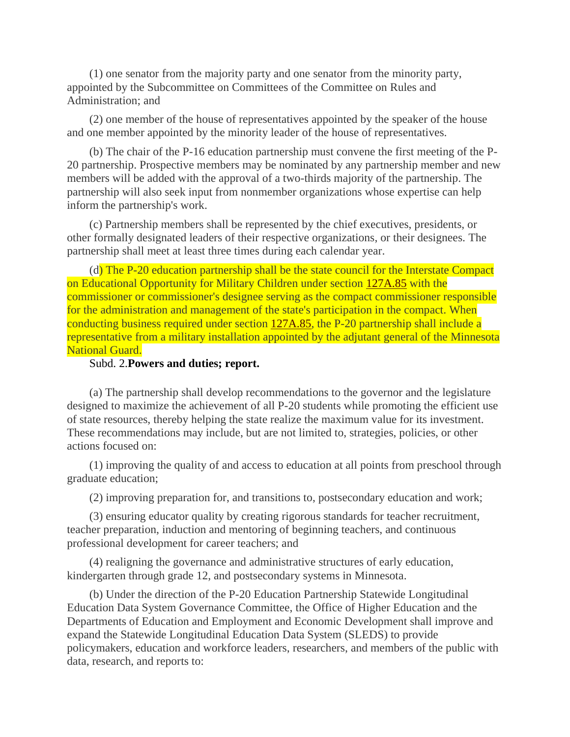(1) one senator from the majority party and one senator from the minority party, appointed by the Subcommittee on Committees of the Committee on Rules and Administration; and

(2) one member of the house of representatives appointed by the speaker of the house and one member appointed by the minority leader of the house of representatives.

(b) The chair of the P-16 education partnership must convene the first meeting of the P-20 partnership. Prospective members may be nominated by any partnership member and new members will be added with the approval of a two-thirds majority of the partnership. The partnership will also seek input from nonmember organizations whose expertise can help inform the partnership's work.

(c) Partnership members shall be represented by the chief executives, presidents, or other formally designated leaders of their respective organizations, or their designees. The partnership shall meet at least three times during each calendar year.

(d) The P-20 education partnership shall be the state council for the Interstate Compact on Educational Opportunity for Military Children under section 127A.85 with the commissioner or commissioner's designee serving as the compact commissioner responsible for the administration and management of the state's participation in the compact. When conducting business required under section 127A.85, the P-20 partnership shall include a representative from a military installation appointed by the adjutant general of the Minnesota National Guard.

Subd. 2. **Powers and duties; report.**

(a) The partnership shall develop recommendations to the governor and the legislature designed to maximize the achievement of all P-20 students while promoting the efficient use of state resources, thereby helping the state realize the maximum value for its investment. These recommendations may include, but are not limited to, strategies, policies, or other actions focused on:

(1) improving the quality of and access to education at all points from preschool through graduate education;

(2) improving preparation for, and transitions to, postsecondary education and work;

(3) ensuring educator quality by creating rigorous standards for teacher recruitment, teacher preparation, induction and mentoring of beginning teachers, and continuous professional development for career teachers; and

(4) realigning the governance and administrative structures of early education, kindergarten through grade 12, and postsecondary systems in Minnesota.

(b) Under the direction of the P-20 Education Partnership Statewide Longitudinal Education Data System Governance Committee, the Office of Higher Education and the Departments of Education and Employment and Economic Development shall improve and expand the Statewide Longitudinal Education Data System (SLEDS) to provide policymakers, education and workforce leaders, researchers, and members of the public with data, research, and reports to: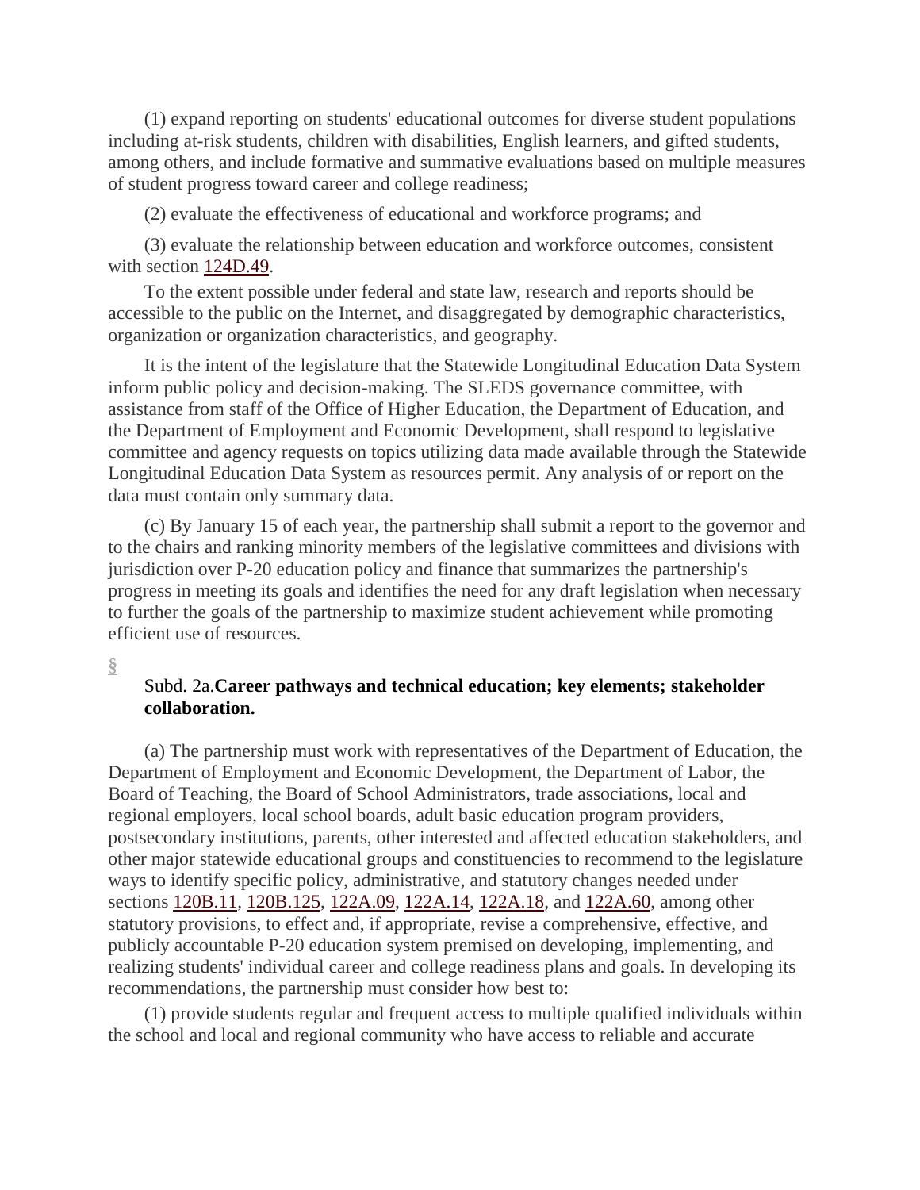(1) expand reporting on students' educational outcomes for diverse student populations including at-risk students, children with disabilities, English learners, and gifted students, among others, and include formative and summative evaluations based on multiple measures of student progress toward career and college readiness;

(2) evaluate the effectiveness of educational and workforce programs; and

(3) evaluate the relationship between education and workforce outcomes, consistent with section 124D.49.

To the extent possible under federal and state law, research and reports should be accessible to the public on the Internet, and disaggregated by demographic characteristics, organization or organization characteristics, and geography.

It is the intent of the legislature that the Statewide Longitudinal Education Data System inform public policy and decision-making. The SLEDS governance committee, with assistance from staff of the Office of Higher Education, the Department of Education, and the Department of Employment and Economic Development, shall respond to legislative committee and agency requests on topics utilizing data made available through the Statewide Longitudinal Education Data System as resources permit. Any analysis of or report on the data must contain only summary data.

(c) By January 15 of each year, the partnership shall submit a report to the governor and to the chairs and ranking minority members of the legislative committees and divisions with jurisdiction over P-20 education policy and finance that summarizes the partnership's progress in meeting its goals and identifies the need for any draft legislation when necessary to further the goals of the partnership to maximize student achievement while promoting efficient use of resources.

§

Subd. 2a.**Career pathways and technical education; key elements; stakeholder collaboration.**

(a) The partnership must work with representatives of the Department of Education, the Department of Employment and Economic Development, the Department of Labor, the Board of Teaching, the Board of School Administrators, trade associations, local and regional employers, local school boards, adult basic education program providers, postsecondary institutions, parents, other interested and affected education stakeholders, and other major statewide educational groups and constituencies to recommend to the legislature ways to identify specific policy, administrative, and statutory changes needed under sections 120B.11, 120B.125, 122A.09, 122A.14, 122A.18, and 122A.60, among other statutory provisions, to effect and, if appropriate, revise a comprehensive, effective, and publicly accountable P-20 education system premised on developing, implementing, and realizing students' individual career and college readiness plans and goals. In developing its recommendations, the partnership must consider how best to:

(1) provide students regular and frequent access to multiple qualified individuals within the school and local and regional community who have access to reliable and accurate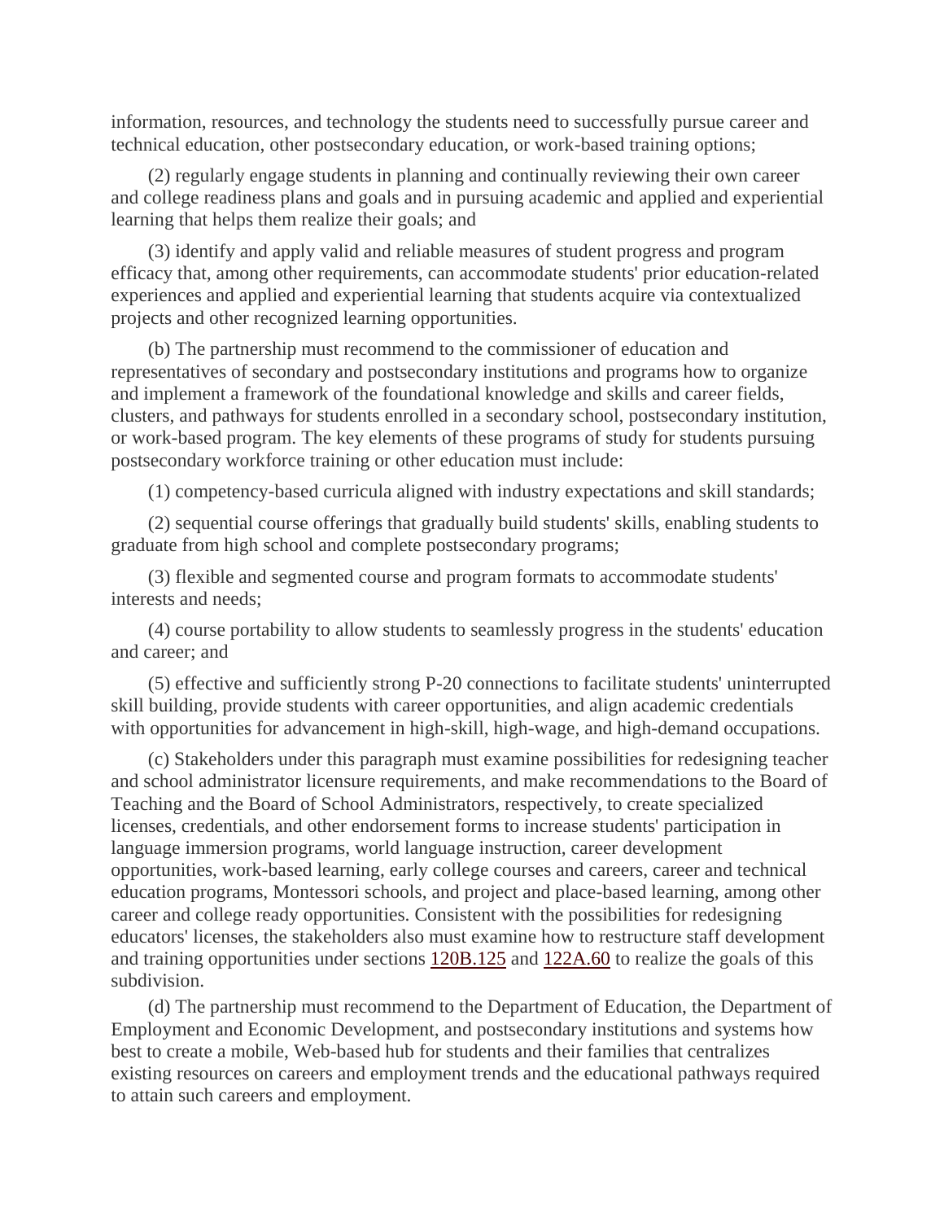information, resources, and technology the students need to successfully pursue career and technical education, other postsecondary education, or work-based training options;

(2) regularly engage students in planning and continually reviewing their own career and college readiness plans and goals and in pursuing academic and applied and experiential learning that helps them realize their goals; and

(3) identify and apply valid and reliable measures of student progress and program efficacy that, among other requirements, can accommodate students' prior education-related experiences and applied and experiential learning that students acquire via contextualized projects and other recognized learning opportunities.

(b) The partnership must recommend to the commissioner of education and representatives of secondary and postsecondary institutions and programs how to organize and implement a framework of the foundational knowledge and skills and career fields, clusters, and pathways for students enrolled in a secondary school, postsecondary institution, or work-based program. The key elements of these programs of study for students pursuing postsecondary workforce training or other education must include:

(1) competency-based curricula aligned with industry expectations and skill standards;

(2) sequential course offerings that gradually build students' skills, enabling students to graduate from high school and complete postsecondary programs;

(3) flexible and segmented course and program formats to accommodate students' interests and needs;

(4) course portability to allow students to seamlessly progress in the students' education and career; and

(5) effective and sufficiently strong P-20 connections to facilitate students' uninterrupted skill building, provide students with career opportunities, and align academic credentials with opportunities for advancement in high-skill, high-wage, and high-demand occupations.

(c) Stakeholders under this paragraph must examine possibilities for redesigning teacher and school administrator licensure requirements, and make recommendations to the Board of Teaching and the Board of School Administrators, respectively, to create specialized licenses, credentials, and other endorsement forms to increase students' participation in language immersion programs, world language instruction, career development opportunities, work-based learning, early college courses and careers, career and technical education programs, Montessori schools, and project and place-based learning, among other career and college ready opportunities. Consistent with the possibilities for redesigning educators' licenses, the stakeholders also must examine how to restructure staff development and training opportunities under sections 120B.125 and 122A.60 to realize the goals of this subdivision.

(d) The partnership must recommend to the Department of Education, the Department of Employment and Economic Development, and postsecondary institutions and systems how best to create a mobile, Web-based hub for students and their families that centralizes existing resources on careers and employment trends and the educational pathways required to attain such careers and employment.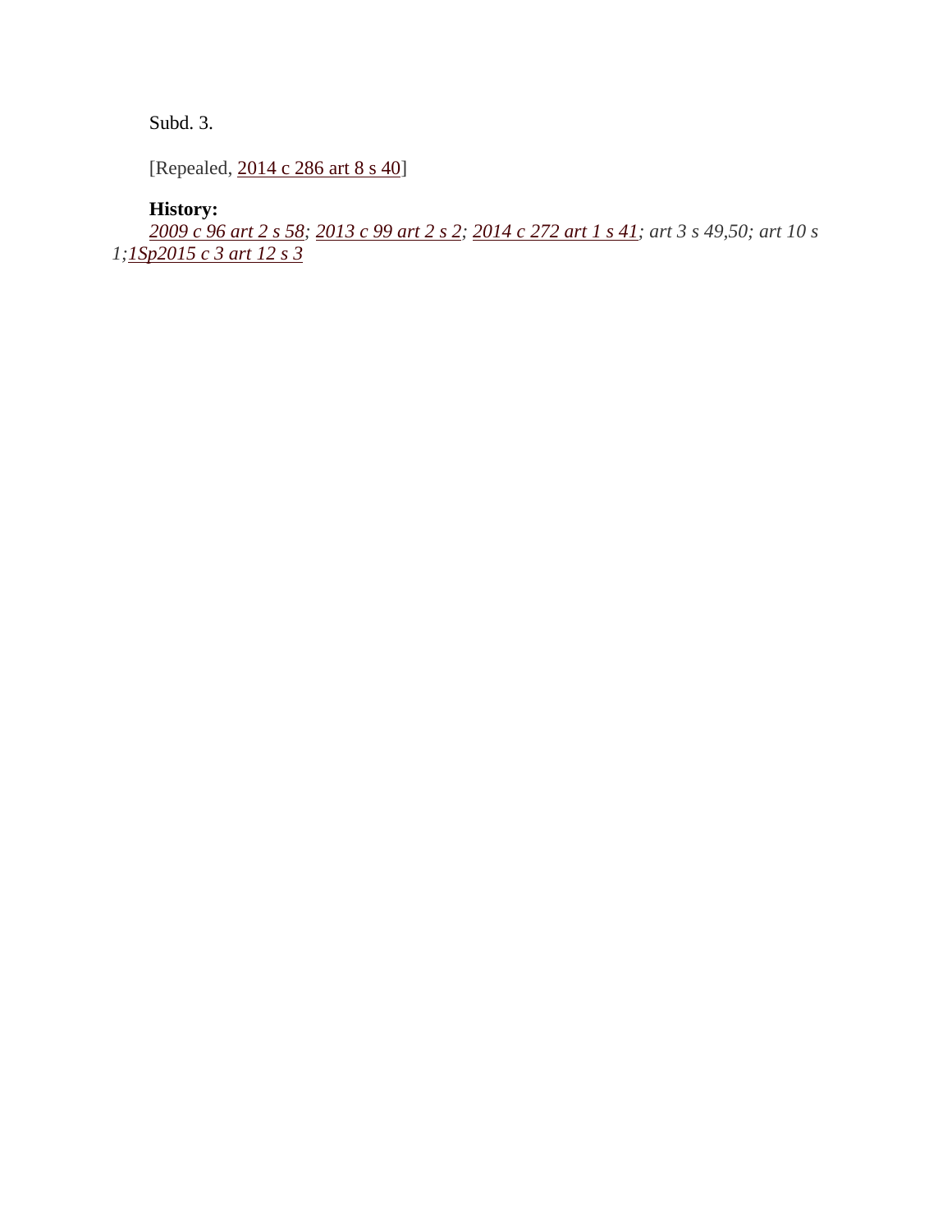Subd. 3.

[Repealed, 2014 c 286 art 8 s 40]

**History:**

*2009 c 96 art 2 s 58; 2013 c 99 art 2 s 2; 2014 c 272 art 1 s 41; art 3 s 49,50; art 10 s 1;1Sp2015 c 3 art 12 s 3*